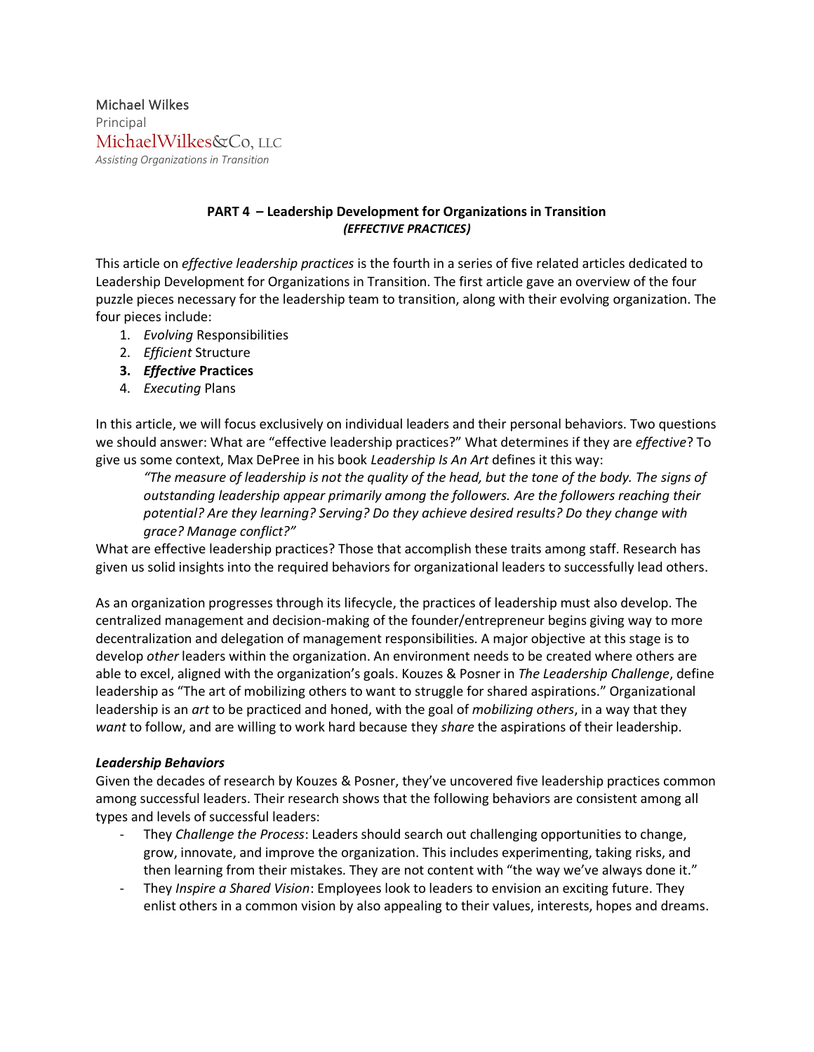Michael Wilkes
Principal
MichaelWilkes&Co, LLC
*Assisting Organizations in Transition*

**PART 4 – Leadership Development for Organizations in Transition**
***(EFFECTIVE PRACTICES)***

This article on *effective leadership practices* is the fourth in a series of five related articles dedicated to Leadership Development for Organizations in Transition. The first article gave an overview of the four puzzle pieces necessary for the leadership team to transition, along with their evolving organization. The four pieces include:

1. *Evolving* Responsibilities
2. *Efficient* Structure
3. ***Effective* Practices**
4. *Executing* Plans

In this article, we will focus exclusively on individual leaders and their personal behaviors. Two questions we should answer: What are "effective leadership practices?" What determines if they are *effective*? To give us some context, Max DePree in his book *Leadership Is An Art* defines it this way:

> *"The measure of leadership is not the quality of the head, but the tone of the body. The signs of outstanding leadership appear primarily among the followers. Are the followers reaching their potential? Are they learning? Serving? Do they achieve desired results? Do they change with grace? Manage conflict?"*

What are effective leadership practices? Those that accomplish these traits among staff. Research has given us solid insights into the required behaviors for organizational leaders to successfully lead others.

As an organization progresses through its lifecycle, the practices of leadership must also develop. The centralized management and decision-making of the founder/entrepreneur begins giving way to more decentralization and delegation of management responsibilities. A major objective at this stage is to develop *other* leaders within the organization. An environment needs to be created where others are able to excel, aligned with the organization's goals. Kouzes & Posner in *The Leadership Challenge*, define leadership as "The art of mobilizing others to want to struggle for shared aspirations." Organizational leadership is an *art* to be practiced and honed, with the goal of *mobilizing others*, in a way that they *want* to follow, and are willing to work hard because they *share* the aspirations of their leadership.

***Leadership Behaviors***

Given the decades of research by Kouzes & Posner, they've uncovered five leadership practices common among successful leaders. Their research shows that the following behaviors are consistent among all types and levels of successful leaders:

- They *Challenge the Process*: Leaders should search out challenging opportunities to change, grow, innovate, and improve the organization. This includes experimenting, taking risks, and then learning from their mistakes. They are not content with "the way we've always done it."
- They *Inspire a Shared Vision*: Employees look to leaders to envision an exciting future. They enlist others in a common vision by also appealing to their values, interests, hopes and dreams.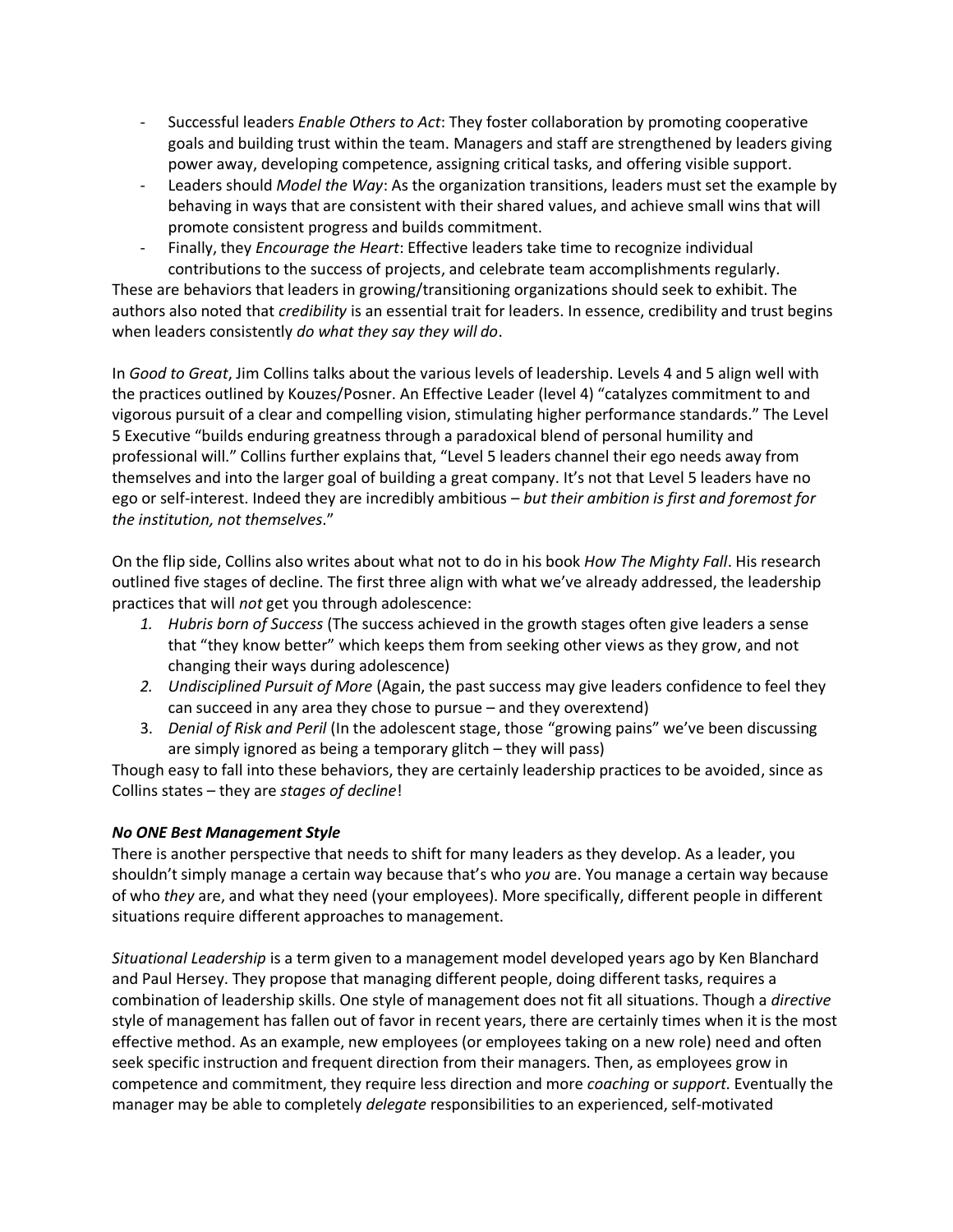- Successful leaders *Enable Others to Act*: They foster collaboration by promoting cooperative goals and building trust within the team. Managers and staff are strengthened by leaders giving power away, developing competence, assigning critical tasks, and offering visible support.
- Leaders should *Model the Way*: As the organization transitions, leaders must set the example by behaving in ways that are consistent with their shared values, and achieve small wins that will promote consistent progress and builds commitment.
- Finally, they *Encourage the Heart*: Effective leaders take time to recognize individual contributions to the success of projects, and celebrate team accomplishments regularly.

These are behaviors that leaders in growing/transitioning organizations should seek to exhibit. The authors also noted that *credibility* is an essential trait for leaders. In essence, credibility and trust begins when leaders consistently *do what they say they will do*.

In *Good to Great*, Jim Collins talks about the various levels of leadership. Levels 4 and 5 align well with the practices outlined by Kouzes/Posner. An Effective Leader (level 4) "catalyzes commitment to and vigorous pursuit of a clear and compelling vision, stimulating higher performance standards." The Level 5 Executive "builds enduring greatness through a paradoxical blend of personal humility and professional will." Collins further explains that, "Level 5 leaders channel their ego needs away from themselves and into the larger goal of building a great company. It's not that Level 5 leaders have no ego or self-interest. Indeed they are incredibly ambitious – *but their ambition is first and foremost for the institution, not themselves*."

On the flip side, Collins also writes about what not to do in his book *How The Mighty Fall*. His research outlined five stages of decline. The first three align with what we've already addressed, the leadership practices that will *not* get you through adolescence:

1. *Hubris born of Success* (The success achieved in the growth stages often give leaders a sense that "they know better" which keeps them from seeking other views as they grow, and not changing their ways during adolescence)
2. *Undisciplined Pursuit of More* (Again, the past success may give leaders confidence to feel they can succeed in any area they chose to pursue – and they overextend)
3. *Denial of Risk and Peril* (In the adolescent stage, those "growing pains" we've been discussing are simply ignored as being a temporary glitch – they will pass)

Though easy to fall into these behaviors, they are certainly leadership practices to be avoided, since as Collins states – they are *stages of decline*!

***No ONE Best Management Style***

There is another perspective that needs to shift for many leaders as they develop. As a leader, you shouldn't simply manage a certain way because that's who *you* are. You manage a certain way because of who *they* are, and what they need (your employees). More specifically, different people in different situations require different approaches to management.

*Situational Leadership* is a term given to a management model developed years ago by Ken Blanchard and Paul Hersey. They propose that managing different people, doing different tasks, requires a combination of leadership skills. One style of management does not fit all situations. Though a *directive* style of management has fallen out of favor in recent years, there are certainly times when it is the most effective method. As an example, new employees (or employees taking on a new role) need and often seek specific instruction and frequent direction from their managers. Then, as employees grow in competence and commitment, they require less direction and more *coaching* or *support*. Eventually the manager may be able to completely *delegate* responsibilities to an experienced, self-motivated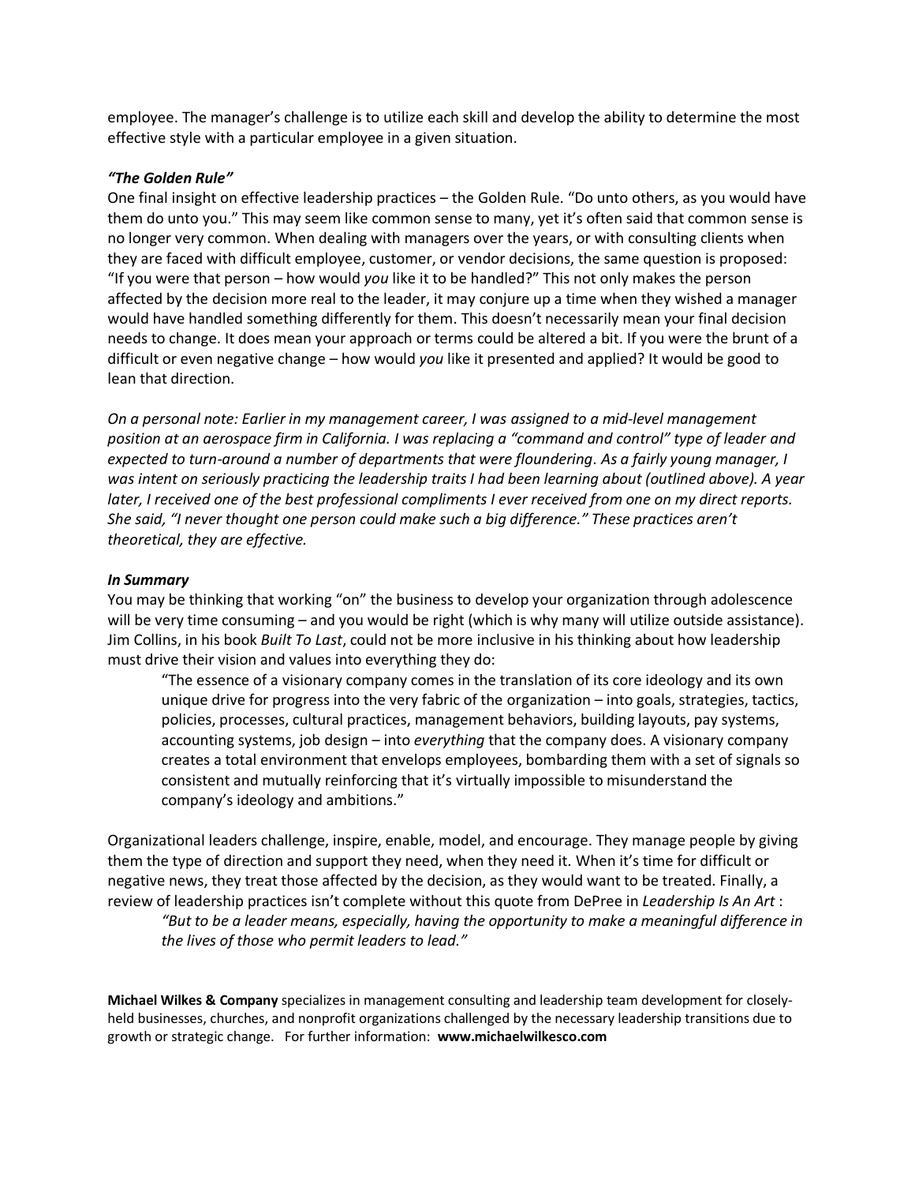employee. The manager's challenge is to utilize each skill and develop the ability to determine the most effective style with a particular employee in a given situation.

***"The Golden Rule"***

One final insight on effective leadership practices – the Golden Rule. "Do unto others, as you would have them do unto you." This may seem like common sense to many, yet it's often said that common sense is no longer very common. When dealing with managers over the years, or with consulting clients when they are faced with difficult employee, customer, or vendor decisions, the same question is proposed: "If you were that person – how would *you* like it to be handled?" This not only makes the person affected by the decision more real to the leader, it may conjure up a time when they wished a manager would have handled something differently for them. This doesn't necessarily mean your final decision needs to change. It does mean your approach or terms could be altered a bit. If you were the brunt of a difficult or even negative change – how would *you* like it presented and applied? It would be good to lean that direction.

*On a personal note: Earlier in my management career, I was assigned to a mid-level management position at an aerospace firm in California. I was replacing a "command and control" type of leader and expected to turn-around a number of departments that were floundering. As a fairly young manager, I was intent on seriously practicing the leadership traits I had been learning about (outlined above). A year later, I received one of the best professional compliments I ever received from one on my direct reports. She said, "I never thought one person could make such a big difference." These practices aren't theoretical, they are effective.*

***In Summary***

You may be thinking that working "on" the business to develop your organization through adolescence will be very time consuming – and you would be right (which is why many will utilize outside assistance). Jim Collins, in his book *Built To Last*, could not be more inclusive in his thinking about how leadership must drive their vision and values into everything they do:

> "The essence of a visionary company comes in the translation of its core ideology and its own unique drive for progress into the very fabric of the organization – into goals, strategies, tactics, policies, processes, cultural practices, management behaviors, building layouts, pay systems, accounting systems, job design – into *everything* that the company does. A visionary company creates a total environment that envelops employees, bombarding them with a set of signals so consistent and mutually reinforcing that it's virtually impossible to misunderstand the company's ideology and ambitions."

Organizational leaders challenge, inspire, enable, model, and encourage. They manage people by giving them the type of direction and support they need, when they need it. When it's time for difficult or negative news, they treat those affected by the decision, as they would want to be treated. Finally, a review of leadership practices isn't complete without this quote from DePree in *Leadership Is An Art* :

> *"But to be a leader means, especially, having the opportunity to make a meaningful difference in the lives of those who permit leaders to lead."*

**Michael Wilkes & Company** specializes in management consulting and leadership team development for closely-held businesses, churches, and nonprofit organizations challenged by the necessary leadership transitions due to growth or strategic change. For further information: **www.michaelwilkesco.com**